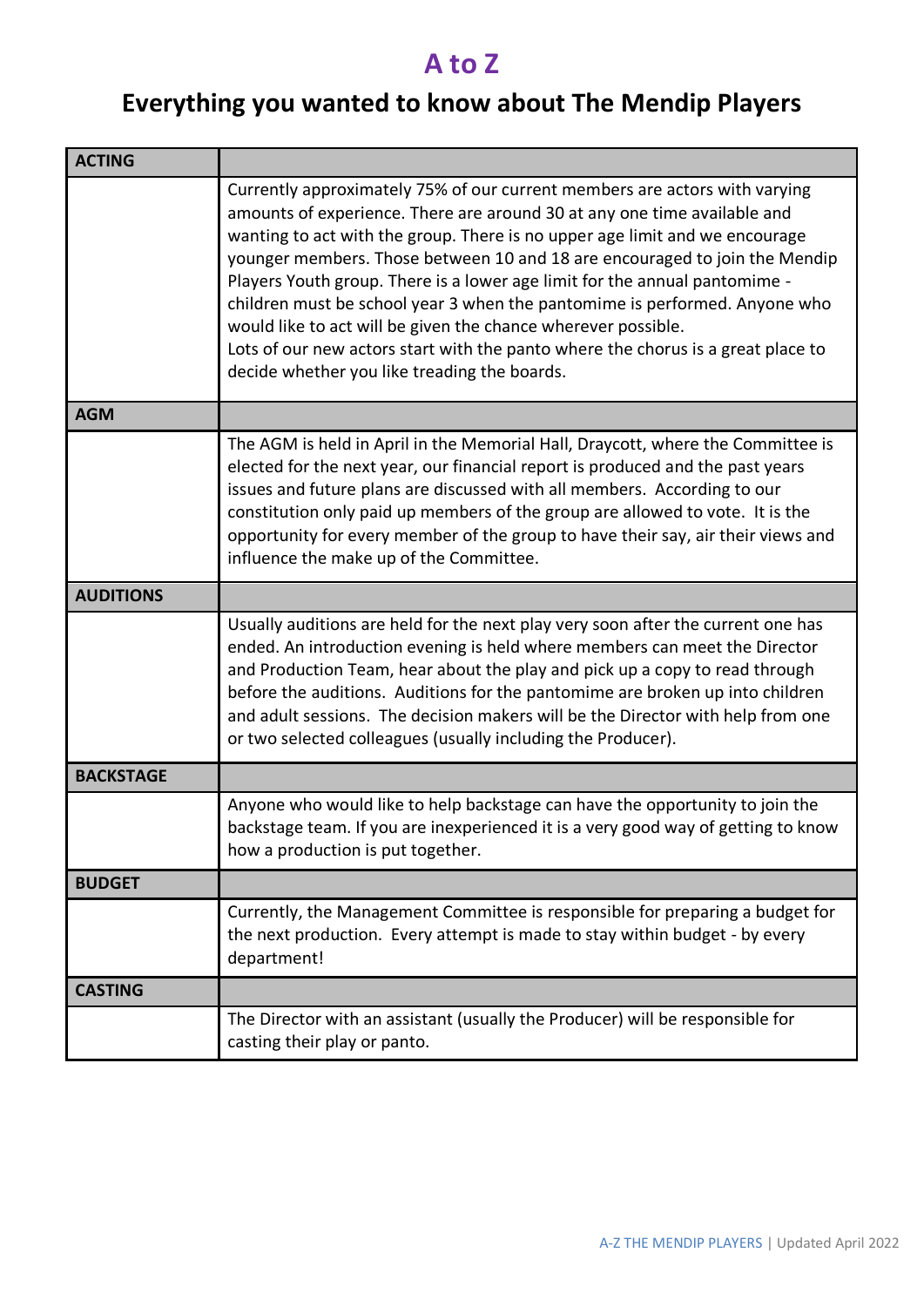# A to Z

## Everything you wanted to know about The Mendip Players

| ACTING | |
|---|---|
| | Currently approximately 75% of our current members are actors with varying amounts of experience. There are around 30 at any one time available and wanting to act with the group. There is no upper age limit and we encourage younger members. Those between 10 and 18 are encouraged to join the Mendip Players Youth group. There is a lower age limit for the annual pantomime - children must be school year 3 when the pantomime is performed. Anyone who would like to act will be given the chance wherever possible. Lots of our new actors start with the panto where the chorus is a great place to decide whether you like treading the boards. |
| **AGM** | |
| | The AGM is held in April in the Memorial Hall, Draycott, where the Committee is elected for the next year, our financial report is produced and the past years issues and future plans are discussed with all members. According to our constitution only paid up members of the group are allowed to vote. It is the opportunity for every member of the group to have their say, air their views and influence the make up of the Committee. |
| **AUDITIONS** | |
| | Usually auditions are held for the next play very soon after the current one has ended. An introduction evening is held where members can meet the Director and Production Team, hear about the play and pick up a copy to read through before the auditions. Auditions for the pantomime are broken up into children and adult sessions. The decision makers will be the Director with help from one or two selected colleagues (usually including the Producer). |
| **BACKSTAGE** | |
| | Anyone who would like to help backstage can have the opportunity to join the backstage team. If you are inexperienced it is a very good way of getting to know how a production is put together. |
| **BUDGET** | |
| | Currently, the Management Committee is responsible for preparing a budget for the next production. Every attempt is made to stay within budget - by every department! |
| **CASTING** | |
| | The Director with an assistant (usually the Producer) will be responsible for casting their play or panto. |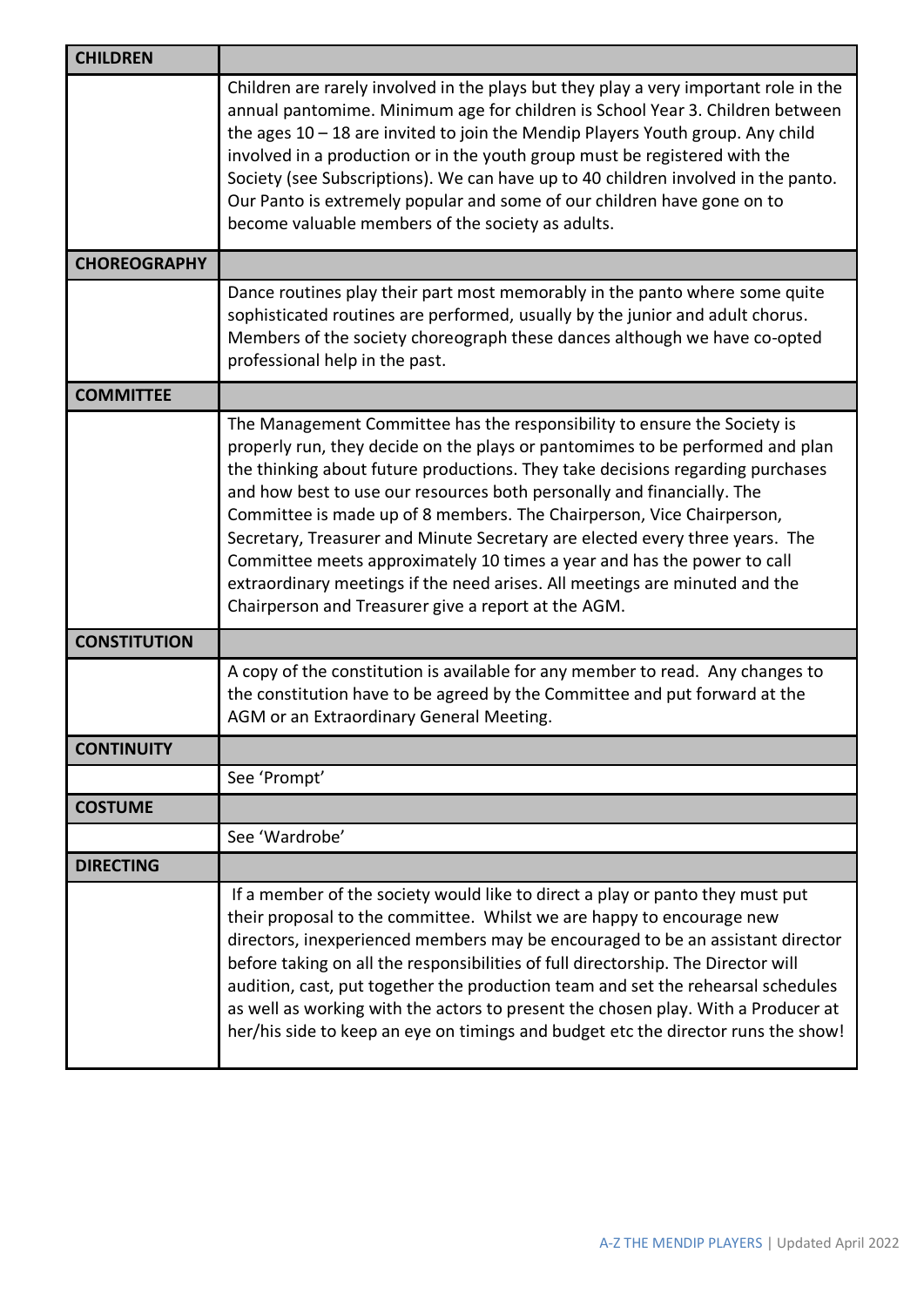| **CHILDREN** | |
|---|---|
| | Children are rarely involved in the plays but they play a very important role in the annual pantomime. Minimum age for children is School Year 3. Children between the ages 10 – 18 are invited to join the Mendip Players Youth group. Any child involved in a production or in the youth group must be registered with the Society (see Subscriptions). We can have up to 40 children involved in the panto. Our Panto is extremely popular and some of our children have gone on to become valuable members of the society as adults. |
| **CHOREOGRAPHY** | |
| | Dance routines play their part most memorably in the panto where some quite sophisticated routines are performed, usually by the junior and adult chorus. Members of the society choreograph these dances although we have co-opted professional help in the past. |
| **COMMITTEE** | |
| | The Management Committee has the responsibility to ensure the Society is properly run, they decide on the plays or pantomimes to be performed and plan the thinking about future productions. They take decisions regarding purchases and how best to use our resources both personally and financially. The Committee is made up of 8 members. The Chairperson, Vice Chairperson, Secretary, Treasurer and Minute Secretary are elected every three years. The Committee meets approximately 10 times a year and has the power to call extraordinary meetings if the need arises. All meetings are minuted and the Chairperson and Treasurer give a report at the AGM. |
| **CONSTITUTION** | |
| | A copy of the constitution is available for any member to read. Any changes to the constitution have to be agreed by the Committee and put forward at the AGM or an Extraordinary General Meeting. |
| **CONTINUITY** | |
| | See 'Prompt' |
| **COSTUME** | |
| | See 'Wardrobe' |
| **DIRECTING** | |
| | If a member of the society would like to direct a play or panto they must put their proposal to the committee. Whilst we are happy to encourage new directors, inexperienced members may be encouraged to be an assistant director before taking on all the responsibilities of full directorship. The Director will audition, cast, put together the production team and set the rehearsal schedules as well as working with the actors to present the chosen play. With a Producer at her/his side to keep an eye on timings and budget etc the director runs the show! |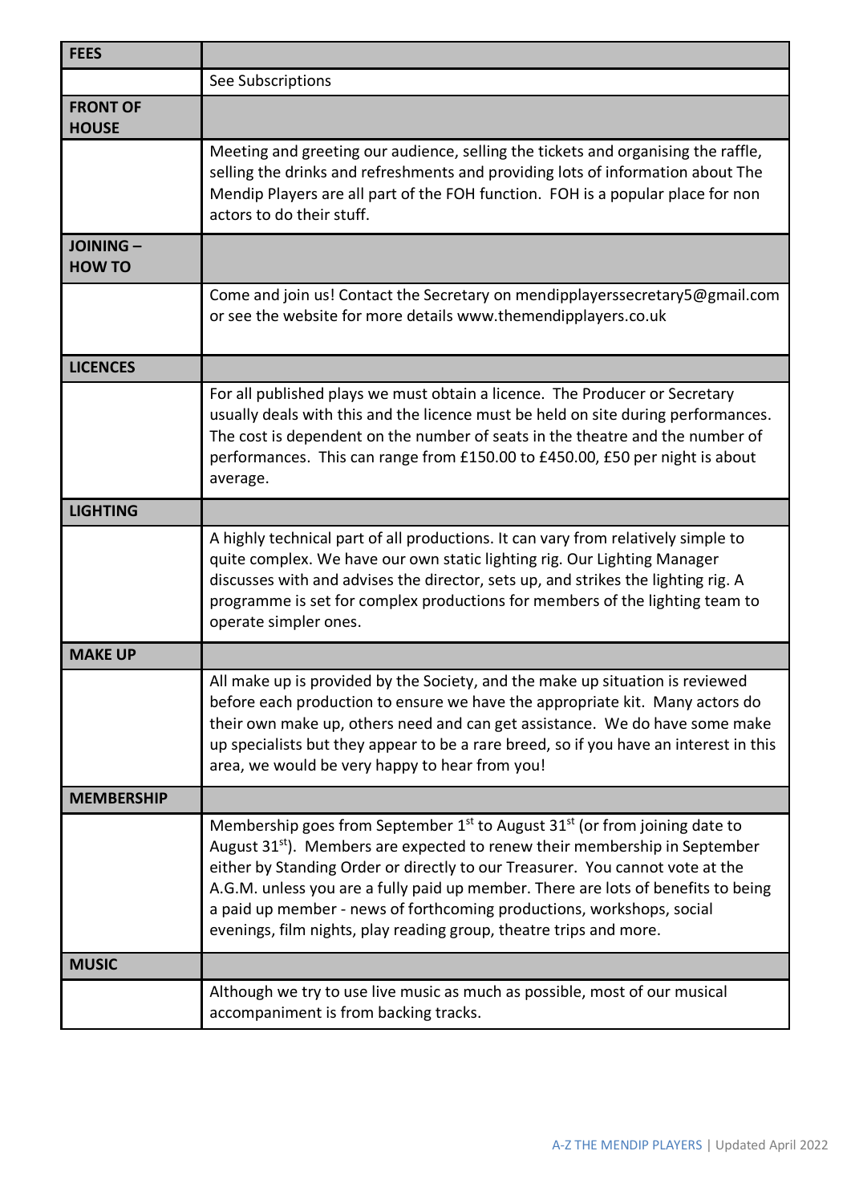| **FEES** | |
|---|---|
| | See Subscriptions |
| **FRONT OF HOUSE** | |
| | Meeting and greeting our audience, selling the tickets and organising the raffle, selling the drinks and refreshments and providing lots of information about The Mendip Players are all part of the FOH function. FOH is a popular place for non actors to do their stuff. |
| **JOINING – HOW TO** | |
| | Come and join us! Contact the Secretary on mendipplayerssecretary5@gmail.com or see the website for more details www.themendipplayers.co.uk |
| **LICENCES** | |
| | For all published plays we must obtain a licence. The Producer or Secretary usually deals with this and the licence must be held on site during performances. The cost is dependent on the number of seats in the theatre and the number of performances. This can range from £150.00 to £450.00, £50 per night is about average. |
| **LIGHTING** | |
| | A highly technical part of all productions. It can vary from relatively simple to quite complex. We have our own static lighting rig. Our Lighting Manager discusses with and advises the director, sets up, and strikes the lighting rig. A programme is set for complex productions for members of the lighting team to operate simpler ones. |
| **MAKE UP** | |
| | All make up is provided by the Society, and the make up situation is reviewed before each production to ensure we have the appropriate kit. Many actors do their own make up, others need and can get assistance. We do have some make up specialists but they appear to be a rare breed, so if you have an interest in this area, we would be very happy to hear from you! |
| **MEMBERSHIP** | |
| | Membership goes from September 1st to August 31st (or from joining date to August 31st). Members are expected to renew their membership in September either by Standing Order or directly to our Treasurer. You cannot vote at the A.G.M. unless you are a fully paid up member. There are lots of benefits to being a paid up member - news of forthcoming productions, workshops, social evenings, film nights, play reading group, theatre trips and more. |
| **MUSIC** | |
| | Although we try to use live music as much as possible, most of our musical accompaniment is from backing tracks. |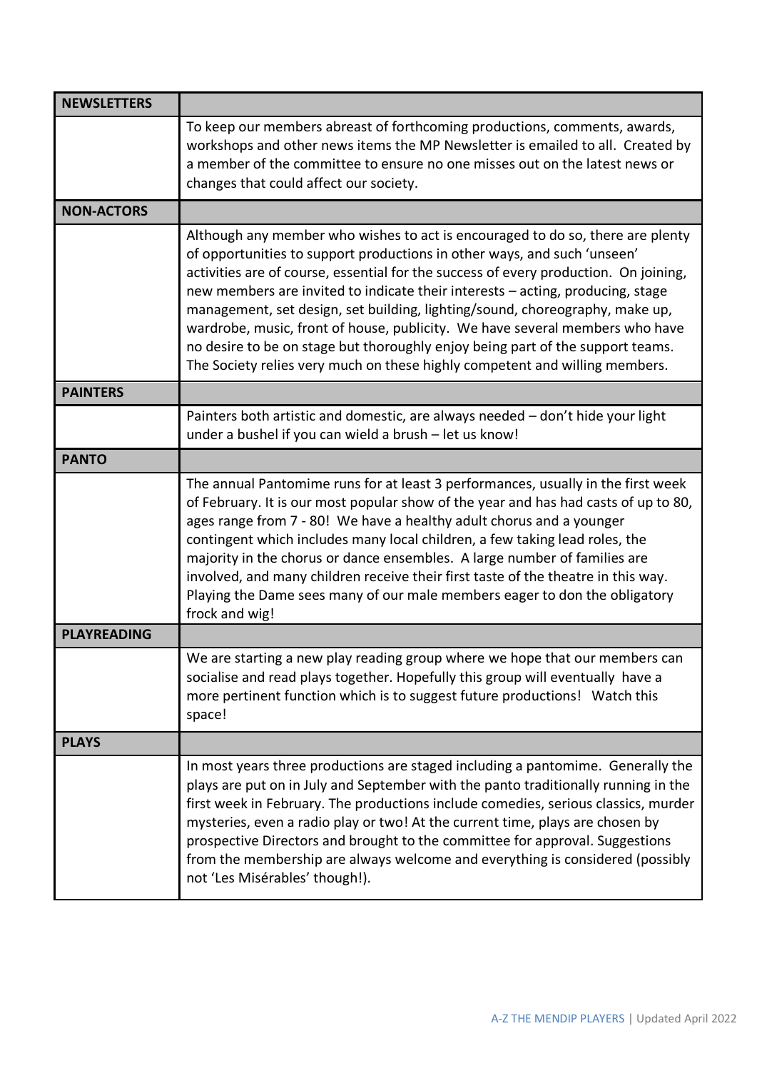| NEWSLETTERS | |
|---|---|
| | To keep our members abreast of forthcoming productions, comments, awards, workshops and other news items the MP Newsletter is emailed to all. Created by a member of the committee to ensure no one misses out on the latest news or changes that could affect our society. |
| **NON-ACTORS** | |
| | Although any member who wishes to act is encouraged to do so, there are plenty of opportunities to support productions in other ways, and such 'unseen' activities are of course, essential for the success of every production. On joining, new members are invited to indicate their interests – acting, producing, stage management, set design, set building, lighting/sound, choreography, make up, wardrobe, music, front of house, publicity. We have several members who have no desire to be on stage but thoroughly enjoy being part of the support teams. The Society relies very much on these highly competent and willing members. |
| **PAINTERS** | |
| | Painters both artistic and domestic, are always needed – don't hide your light under a bushel if you can wield a brush – let us know! |
| **PANTO** | |
| | The annual Pantomime runs for at least 3 performances, usually in the first week of February. It is our most popular show of the year and has had casts of up to 80, ages range from 7 - 80! We have a healthy adult chorus and a younger contingent which includes many local children, a few taking lead roles, the majority in the chorus or dance ensembles. A large number of families are involved, and many children receive their first taste of the theatre in this way. Playing the Dame sees many of our male members eager to don the obligatory frock and wig! |
| **PLAYREADING** | |
| | We are starting a new play reading group where we hope that our members can socialise and read plays together. Hopefully this group will eventually have a more pertinent function which is to suggest future productions! Watch this space! |
| **PLAYS** | |
| | In most years three productions are staged including a pantomime. Generally the plays are put on in July and September with the panto traditionally running in the first week in February. The productions include comedies, serious classics, murder mysteries, even a radio play or two! At the current time, plays are chosen by prospective Directors and brought to the committee for approval. Suggestions from the membership are always welcome and everything is considered (possibly not 'Les Misérables' though!). |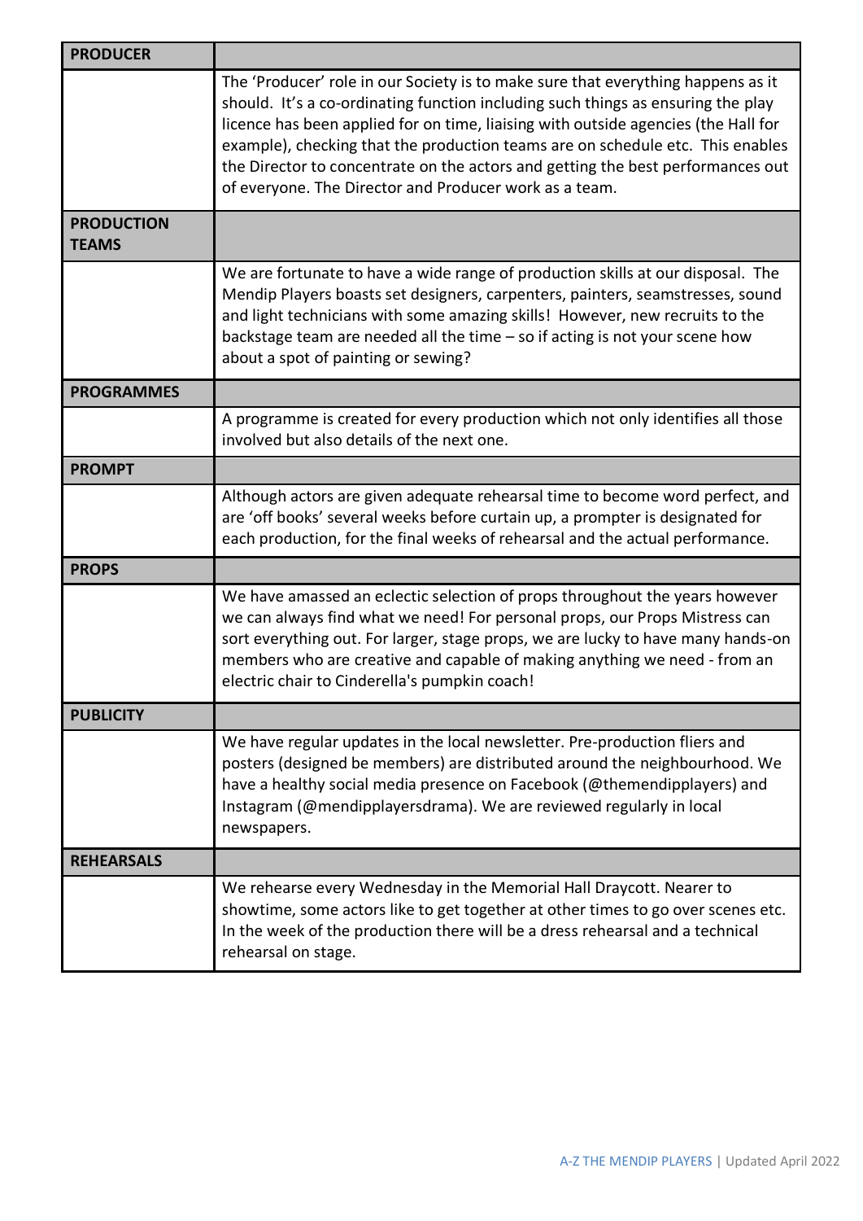| PRODUCER | |
|---|---|
| | The 'Producer' role in our Society is to make sure that everything happens as it should. It's a co-ordinating function including such things as ensuring the play licence has been applied for on time, liaising with outside agencies (the Hall for example), checking that the production teams are on schedule etc. This enables the Director to concentrate on the actors and getting the best performances out of everyone. The Director and Producer work as a team. |
| **PRODUCTION TEAMS** | |
| | We are fortunate to have a wide range of production skills at our disposal. The Mendip Players boasts set designers, carpenters, painters, seamstresses, sound and light technicians with some amazing skills! However, new recruits to the backstage team are needed all the time – so if acting is not your scene how about a spot of painting or sewing? |
| **PROGRAMMES** | |
| | A programme is created for every production which not only identifies all those involved but also details of the next one. |
| **PROMPT** | |
| | Although actors are given adequate rehearsal time to become word perfect, and are 'off books' several weeks before curtain up, a prompter is designated for each production, for the final weeks of rehearsal and the actual performance. |
| **PROPS** | |
| | We have amassed an eclectic selection of props throughout the years however we can always find what we need! For personal props, our Props Mistress can sort everything out. For larger, stage props, we are lucky to have many hands-on members who are creative and capable of making anything we need - from an electric chair to Cinderella's pumpkin coach! |
| **PUBLICITY** | |
| | We have regular updates in the local newsletter. Pre-production fliers and posters (designed be members) are distributed around the neighbourhood. We have a healthy social media presence on Facebook (@themendipplayers) and Instagram (@mendipplayersdrama). We are reviewed regularly in local newspapers. |
| **REHEARSALS** | |
| | We rehearse every Wednesday in the Memorial Hall Draycott. Nearer to showtime, some actors like to get together at other times to go over scenes etc. In the week of the production there will be a dress rehearsal and a technical rehearsal on stage. |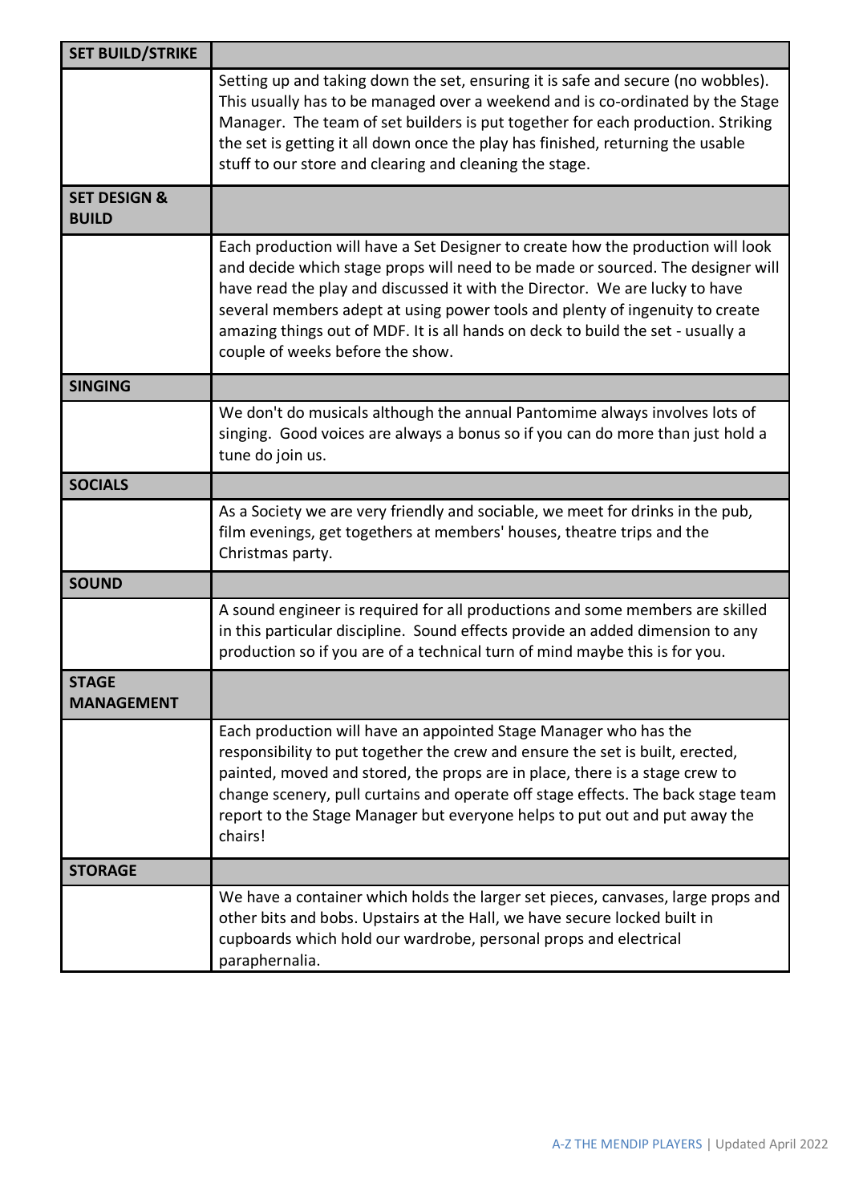| SET BUILD/STRIKE | |
|---|---|
| | Setting up and taking down the set, ensuring it is safe and secure (no wobbles). This usually has to be managed over a weekend and is co-ordinated by the Stage Manager. The team of set builders is put together for each production. Striking the set is getting it all down once the play has finished, returning the usable stuff to our store and clearing and cleaning the stage. |
| **SET DESIGN & BUILD** | |
| | Each production will have a Set Designer to create how the production will look and decide which stage props will need to be made or sourced. The designer will have read the play and discussed it with the Director. We are lucky to have several members adept at using power tools and plenty of ingenuity to create amazing things out of MDF. It is all hands on deck to build the set - usually a couple of weeks before the show. |
| **SINGING** | |
| | We don't do musicals although the annual Pantomime always involves lots of singing. Good voices are always a bonus so if you can do more than just hold a tune do join us. |
| **SOCIALS** | |
| | As a Society we are very friendly and sociable, we meet for drinks in the pub, film evenings, get togethers at members' houses, theatre trips and the Christmas party. |
| **SOUND** | |
| | A sound engineer is required for all productions and some members are skilled in this particular discipline. Sound effects provide an added dimension to any production so if you are of a technical turn of mind maybe this is for you. |
| **STAGE MANAGEMENT** | |
| | Each production will have an appointed Stage Manager who has the responsibility to put together the crew and ensure the set is built, erected, painted, moved and stored, the props are in place, there is a stage crew to change scenery, pull curtains and operate off stage effects. The back stage team report to the Stage Manager but everyone helps to put out and put away the chairs! |
| **STORAGE** | |
| | We have a container which holds the larger set pieces, canvases, large props and other bits and bobs. Upstairs at the Hall, we have secure locked built in cupboards which hold our wardrobe, personal props and electrical paraphernalia. |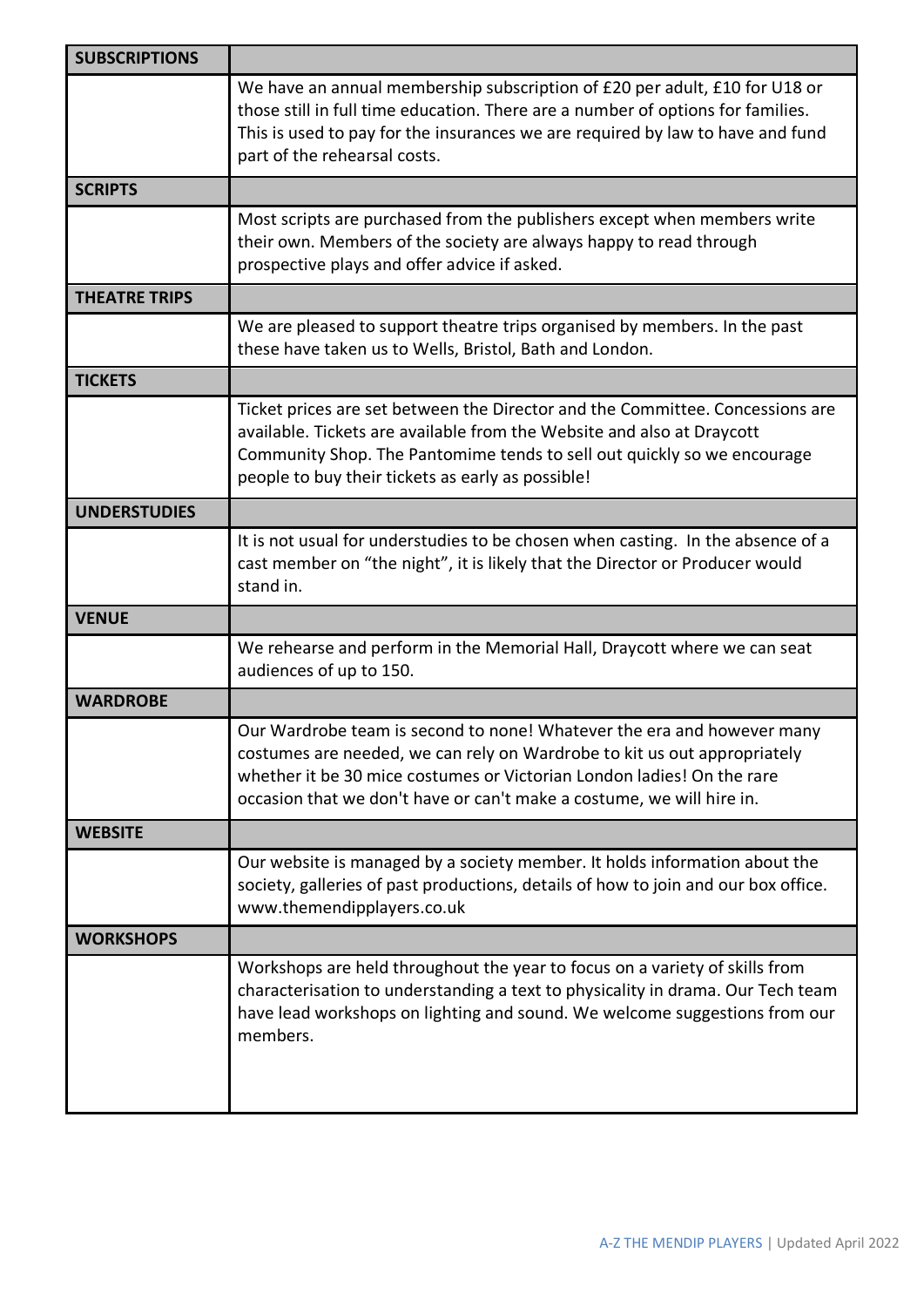| SUBSCRIPTIONS | |
|---|---|
| | We have an annual membership subscription of £20 per adult, £10 for U18 or those still in full time education. There are a number of options for families. This is used to pay for the insurances we are required by law to have and fund part of the rehearsal costs. |
| **SCRIPTS** | |
| | Most scripts are purchased from the publishers except when members write their own. Members of the society are always happy to read through prospective plays and offer advice if asked. |
| **THEATRE TRIPS** | |
| | We are pleased to support theatre trips organised by members. In the past these have taken us to Wells, Bristol, Bath and London. |
| **TICKETS** | |
| | Ticket prices are set between the Director and the Committee. Concessions are available. Tickets are available from the Website and also at Draycott Community Shop. The Pantomime tends to sell out quickly so we encourage people to buy their tickets as early as possible! |
| **UNDERSTUDIES** | |
| | It is not usual for understudies to be chosen when casting. In the absence of a cast member on "the night", it is likely that the Director or Producer would stand in. |
| **VENUE** | |
| | We rehearse and perform in the Memorial Hall, Draycott where we can seat audiences of up to 150. |
| **WARDROBE** | |
| | Our Wardrobe team is second to none! Whatever the era and however many costumes are needed, we can rely on Wardrobe to kit us out appropriately whether it be 30 mice costumes or Victorian London ladies! On the rare occasion that we don't have or can't make a costume, we will hire in. |
| **WEBSITE** | |
| | Our website is managed by a society member. It holds information about the society, galleries of past productions, details of how to join and our box office. www.themendipplayers.co.uk |
| **WORKSHOPS** | |
| | Workshops are held throughout the year to focus on a variety of skills from characterisation to understanding a text to physicality in drama. Our Tech team have lead workshops on lighting and sound. We welcome suggestions from our members. |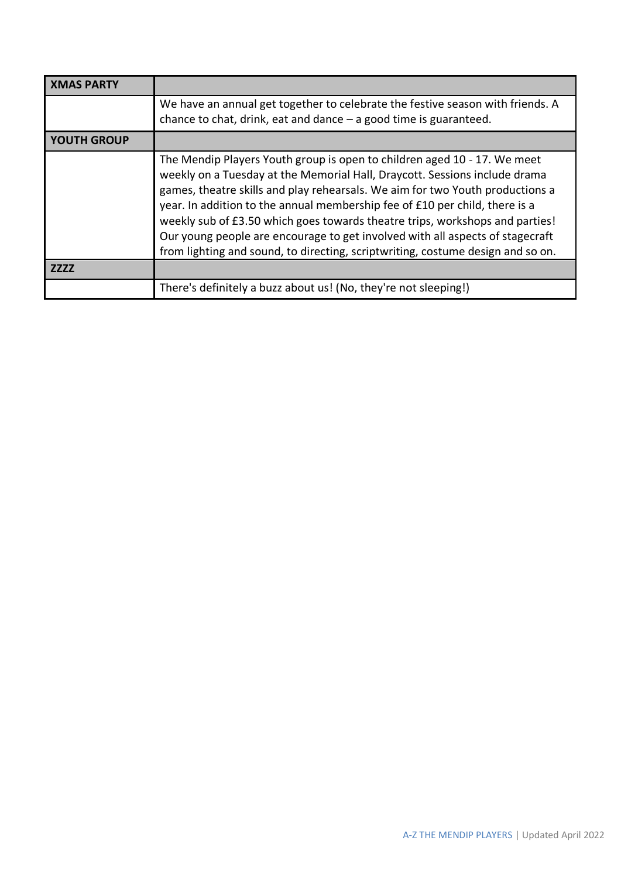| | |
|---|---|
| **XMAS PARTY** | |
| | We have an annual get together to celebrate the festive season with friends. A chance to chat, drink, eat and dance – a good time is guaranteed. |
| **YOUTH GROUP** | |
| | The Mendip Players Youth group is open to children aged 10 - 17. We meet weekly on a Tuesday at the Memorial Hall, Draycott. Sessions include drama games, theatre skills and play rehearsals. We aim for two Youth productions a year. In addition to the annual membership fee of £10 per child, there is a weekly sub of £3.50 which goes towards theatre trips, workshops and parties! Our young people are encourage to get involved with all aspects of stagecraft from lighting and sound, to directing, scriptwriting, costume design and so on. |
| **ZZZZ** | |
| | There's definitely a buzz about us! (No, they're not sleeping!) |